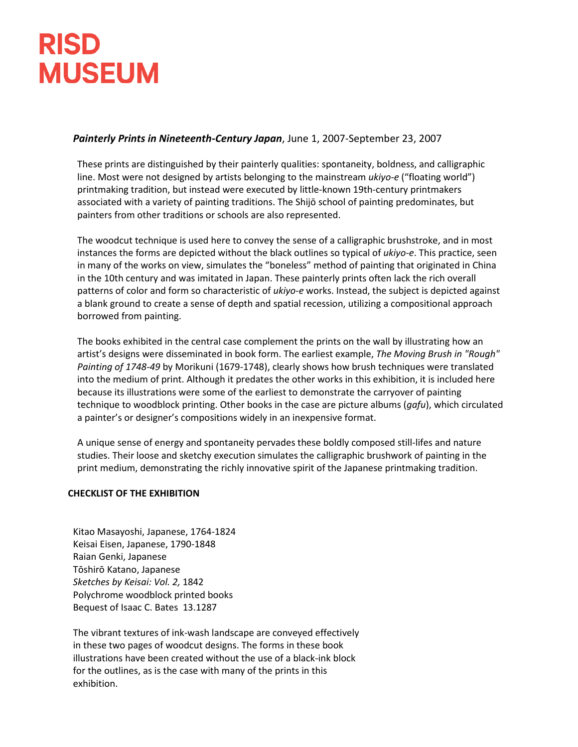# RISD MUSEUM

***Painterly Prints in Nineteenth-Century Japan***, June 1, 2007-September 23, 2007

These prints are distinguished by their painterly qualities: spontaneity, boldness, and calligraphic line. Most were not designed by artists belonging to the mainstream *ukiyo-e* ("floating world") printmaking tradition, but instead were executed by little-known 19th-century printmakers associated with a variety of painting traditions. The Shijō school of painting predominates, but painters from other traditions or schools are also represented.

The woodcut technique is used here to convey the sense of a calligraphic brushstroke, and in most instances the forms are depicted without the black outlines so typical of *ukiyo-e*. This practice, seen in many of the works on view, simulates the "boneless" method of painting that originated in China in the 10th century and was imitated in Japan. These painterly prints often lack the rich overall patterns of color and form so characteristic of *ukiyo-e* works. Instead, the subject is depicted against a blank ground to create a sense of depth and spatial recession, utilizing a compositional approach borrowed from painting.

The books exhibited in the central case complement the prints on the wall by illustrating how an artist's designs were disseminated in book form. The earliest example, *The Moving Brush in "Rough" Painting of 1748-49* by Morikuni (1679-1748), clearly shows how brush techniques were translated into the medium of print. Although it predates the other works in this exhibition, it is included here because its illustrations were some of the earliest to demonstrate the carryover of painting technique to woodblock printing. Other books in the case are picture albums (*gafu*), which circulated a painter's or designer's compositions widely in an inexpensive format.

A unique sense of energy and spontaneity pervades these boldly composed still-lifes and nature studies. Their loose and sketchy execution simulates the calligraphic brushwork of painting in the print medium, demonstrating the richly innovative spirit of the Japanese printmaking tradition.

**CHECKLIST OF THE EXHIBITION**

Kitao Masayoshi, Japanese, 1764-1824
Keisai Eisen, Japanese, 1790-1848
Raian Genki, Japanese
Tōshirō Katano, Japanese
*Sketches by Keisai: Vol. 2,* 1842
Polychrome woodblock printed books
Bequest of Isaac C. Bates 13.1287

The vibrant textures of ink-wash landscape are conveyed effectively in these two pages of woodcut designs. The forms in these book illustrations have been created without the use of a black-ink block for the outlines, as is the case with many of the prints in this exhibition.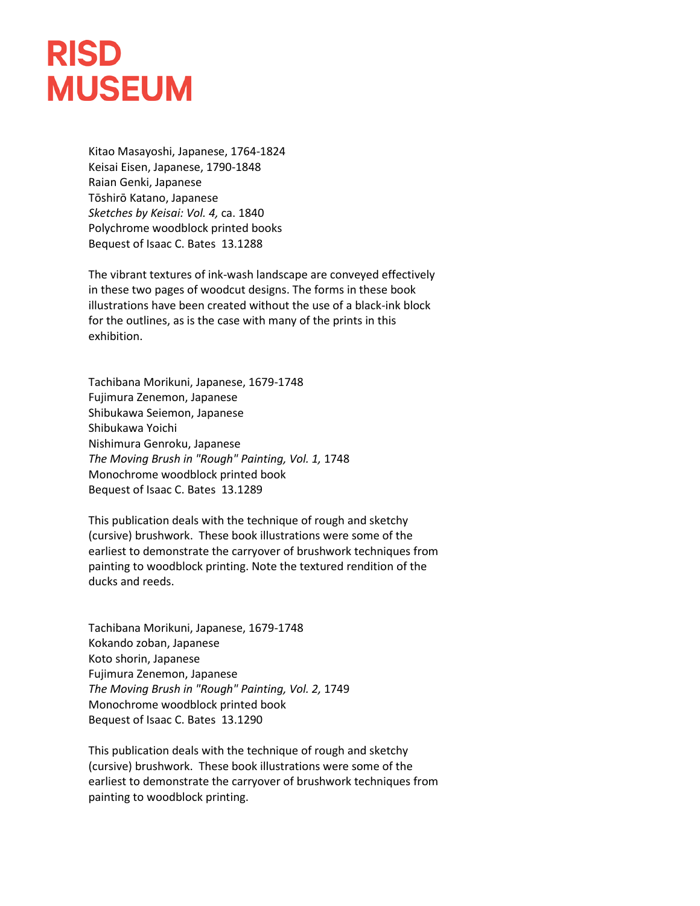Kitao Masayoshi, Japanese, 1764-1824
Keisai Eisen, Japanese, 1790-1848
Raian Genki, Japanese
Tōshirō Katano, Japanese
*Sketches by Keisai: Vol. 4,* ca. 1840
Polychrome woodblock printed books
Bequest of Isaac C. Bates 13.1288

The vibrant textures of ink-wash landscape are conveyed effectively in these two pages of woodcut designs. The forms in these book illustrations have been created without the use of a black-ink block for the outlines, as is the case with many of the prints in this exhibition.

Tachibana Morikuni, Japanese, 1679-1748
Fujimura Zenemon, Japanese
Shibukawa Seiemon, Japanese
Shibukawa Yoichi
Nishimura Genroku, Japanese
*The Moving Brush in "Rough" Painting, Vol. 1,* 1748
Monochrome woodblock printed book
Bequest of Isaac C. Bates 13.1289

This publication deals with the technique of rough and sketchy (cursive) brushwork. These book illustrations were some of the earliest to demonstrate the carryover of brushwork techniques from painting to woodblock printing. Note the textured rendition of the ducks and reeds.

Tachibana Morikuni, Japanese, 1679-1748
Kokando zoban, Japanese
Koto shorin, Japanese
Fujimura Zenemon, Japanese
*The Moving Brush in "Rough" Painting, Vol. 2,* 1749
Monochrome woodblock printed book
Bequest of Isaac C. Bates 13.1290

This publication deals with the technique of rough and sketchy (cursive) brushwork. These book illustrations were some of the earliest to demonstrate the carryover of brushwork techniques from painting to woodblock printing.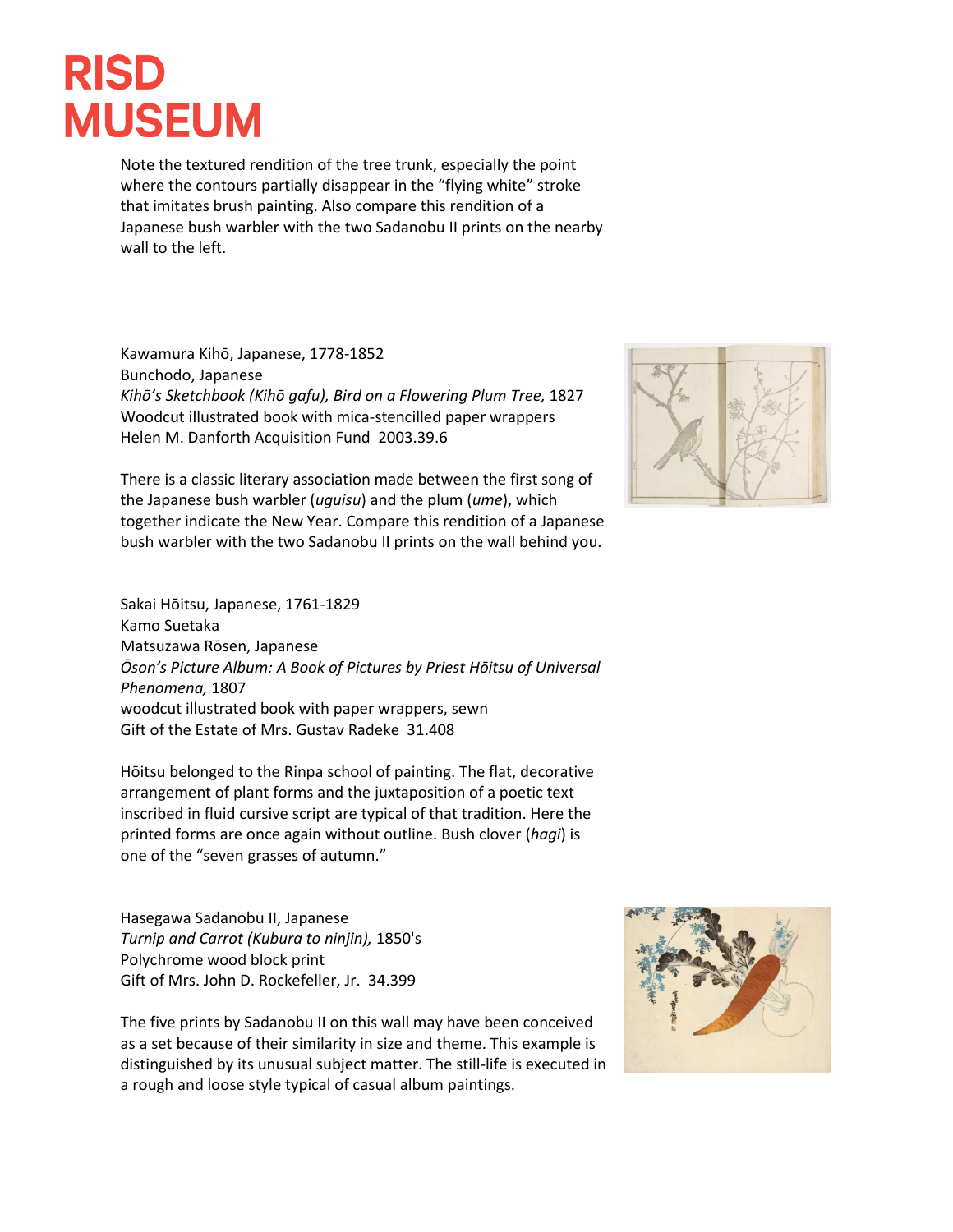Note the textured rendition of the tree trunk, especially the point where the contours partially disappear in the “flying white” stroke that imitates brush painting. Also compare this rendition of a Japanese bush warbler with the two Sadanobu II prints on the nearby wall to the left.

Kawamura Kihō, Japanese, 1778-1852
Bunchodo, Japanese
*Kihō’s Sketchbook (Kihō gafu), Bird on a Flowering Plum Tree,* 1827
Woodcut illustrated book with mica-stencilled paper wrappers
Helen M. Danforth Acquisition Fund 2003.39.6

There is a classic literary association made between the first song of the Japanese bush warbler (*uguisu*) and the plum (*ume*), which together indicate the New Year. Compare this rendition of a Japanese bush warbler with the two Sadanobu II prints on the wall behind you.

Sakai Hōitsu, Japanese, 1761-1829
Kamo Suetaka
Matsuzawa Rōsen, Japanese
*Ōson’s Picture Album: A Book of Pictures by Priest Hōitsu of Universal Phenomena,* 1807
woodcut illustrated book with paper wrappers, sewn
Gift of the Estate of Mrs. Gustav Radeke 31.408

Hōitsu belonged to the Rinpa school of painting. The flat, decorative arrangement of plant forms and the juxtaposition of a poetic text inscribed in fluid cursive script are typical of that tradition. Here the printed forms are once again without outline. Bush clover (*hagi*) is one of the “seven grasses of autumn.”

Hasegawa Sadanobu II, Japanese
*Turnip and Carrot (Kubura to ninjin),* 1850's
Polychrome wood block print
Gift of Mrs. John D. Rockefeller, Jr. 34.399

The five prints by Sadanobu II on this wall may have been conceived as a set because of their similarity in size and theme. This example is distinguished by its unusual subject matter. The still-life is executed in a rough and loose style typical of casual album paintings.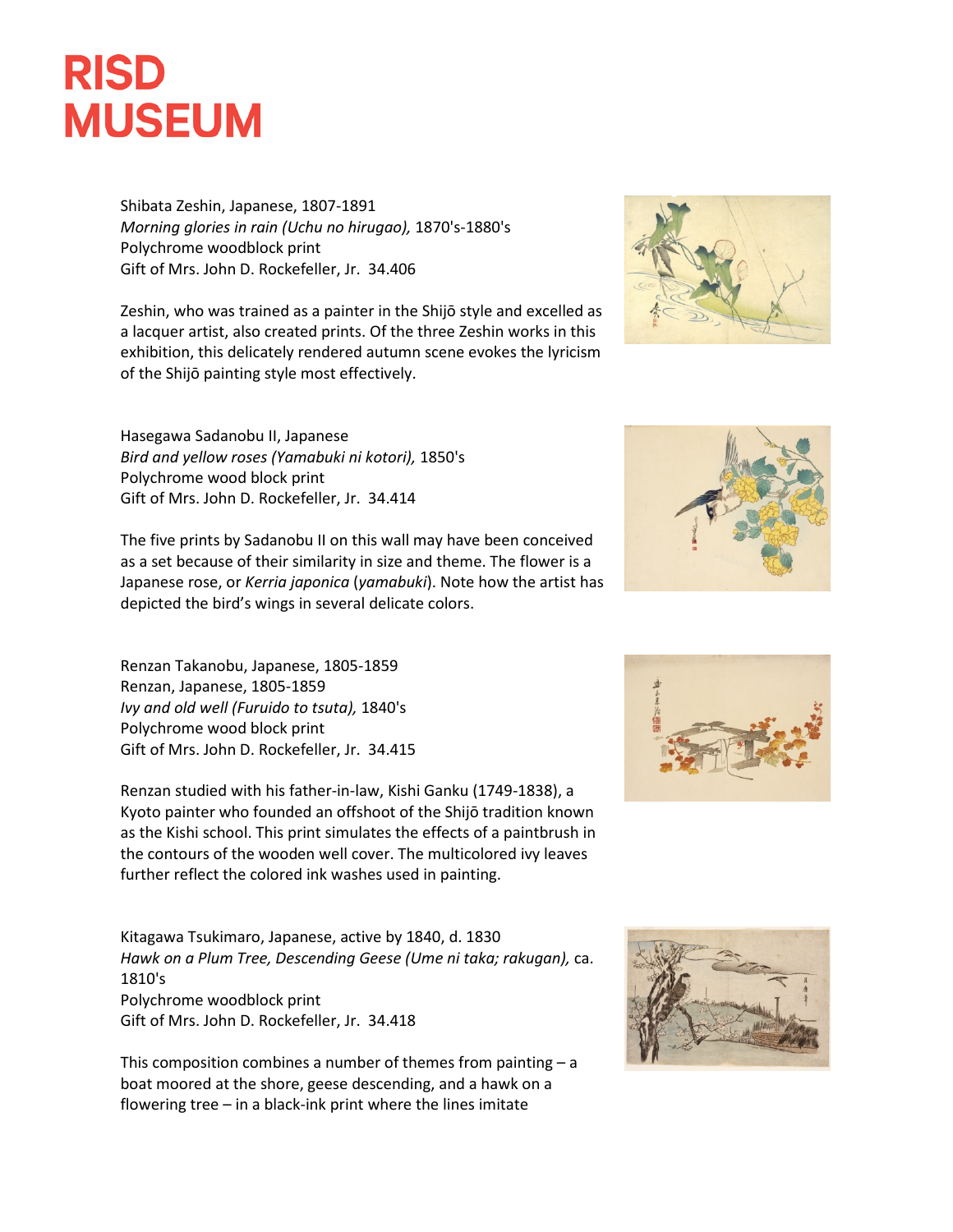# RISD MUSEUM

Shibata Zeshin, Japanese, 1807-1891
*Morning glories in rain (Uchu no hirugao),* 1870's-1880's
Polychrome woodblock print
Gift of Mrs. John D. Rockefeller, Jr. 34.406

Zeshin, who was trained as a painter in the Shijō style and excelled as a lacquer artist, also created prints. Of the three Zeshin works in this exhibition, this delicately rendered autumn scene evokes the lyricism of the Shijō painting style most effectively.

Hasegawa Sadanobu II, Japanese
*Bird and yellow roses (Yamabuki ni kotori),* 1850's
Polychrome wood block print
Gift of Mrs. John D. Rockefeller, Jr. 34.414

The five prints by Sadanobu II on this wall may have been conceived as a set because of their similarity in size and theme. The flower is a Japanese rose, or *Kerria japonica* (*yamabuki*). Note how the artist has depicted the bird's wings in several delicate colors.

Renzan Takanobu, Japanese, 1805-1859
Renzan, Japanese, 1805-1859
*Ivy and old well (Furuido to tsuta),* 1840's
Polychrome wood block print
Gift of Mrs. John D. Rockefeller, Jr. 34.415

Renzan studied with his father-in-law, Kishi Ganku (1749-1838), a Kyoto painter who founded an offshoot of the Shijō tradition known as the Kishi school. This print simulates the effects of a paintbrush in the contours of the wooden well cover. The multicolored ivy leaves further reflect the colored ink washes used in painting.

Kitagawa Tsukimaro, Japanese, active by 1840, d. 1830
*Hawk on a Plum Tree, Descending Geese (Ume ni taka; rakugan),* ca. 1810's
Polychrome woodblock print
Gift of Mrs. John D. Rockefeller, Jr. 34.418

This composition combines a number of themes from painting – a boat moored at the shore, geese descending, and a hawk on a flowering tree – in a black-ink print where the lines imitate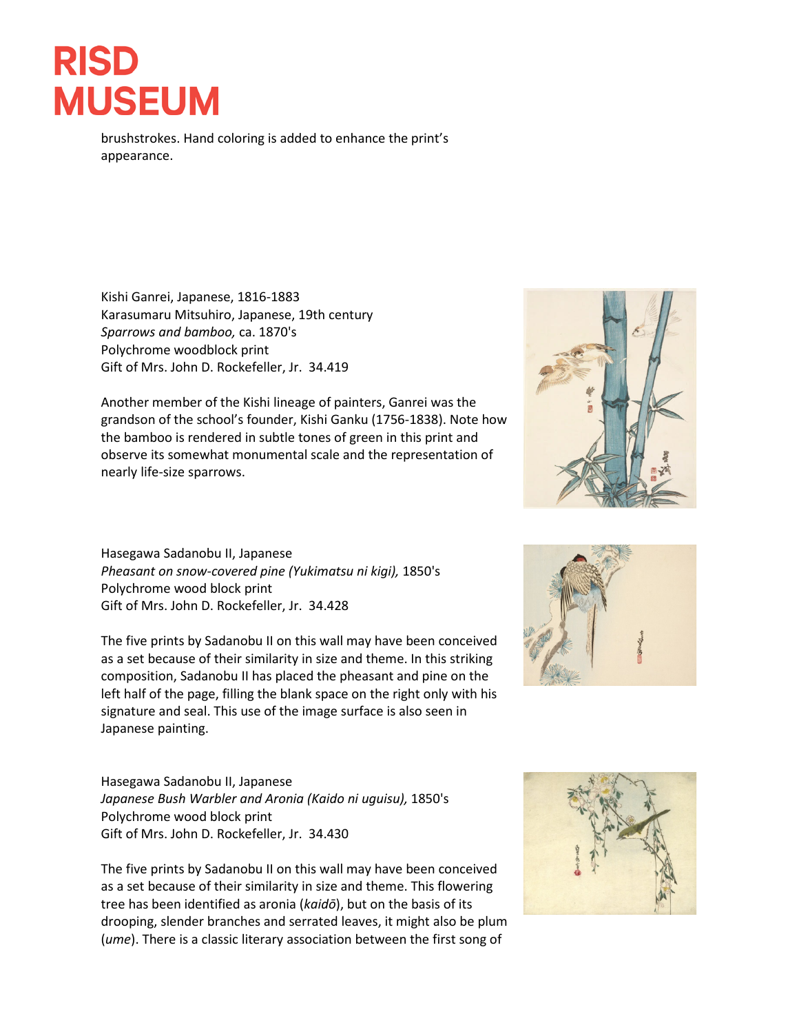brushstrokes. Hand coloring is added to enhance the print's appearance.

Kishi Ganrei, Japanese, 1816-1883
Karasumaru Mitsuhiro, Japanese, 19th century
*Sparrows and bamboo,* ca. 1870's
Polychrome woodblock print
Gift of Mrs. John D. Rockefeller, Jr. 34.419

Another member of the Kishi lineage of painters, Ganrei was the grandson of the school's founder, Kishi Ganku (1756-1838). Note how the bamboo is rendered in subtle tones of green in this print and observe its somewhat monumental scale and the representation of nearly life-size sparrows.

Hasegawa Sadanobu II, Japanese
*Pheasant on snow-covered pine (Yukimatsu ni kigi),* 1850's
Polychrome wood block print
Gift of Mrs. John D. Rockefeller, Jr. 34.428

The five prints by Sadanobu II on this wall may have been conceived as a set because of their similarity in size and theme. In this striking composition, Sadanobu II has placed the pheasant and pine on the left half of the page, filling the blank space on the right only with his signature and seal. This use of the image surface is also seen in Japanese painting.

Hasegawa Sadanobu II, Japanese
*Japanese Bush Warbler and Aronia (Kaido ni uguisu),* 1850's
Polychrome wood block print
Gift of Mrs. John D. Rockefeller, Jr. 34.430

The five prints by Sadanobu II on this wall may have been conceived as a set because of their similarity in size and theme. This flowering tree has been identified as aronia (*kaidō*), but on the basis of its drooping, slender branches and serrated leaves, it might also be plum (*ume*). There is a classic literary association between the first song of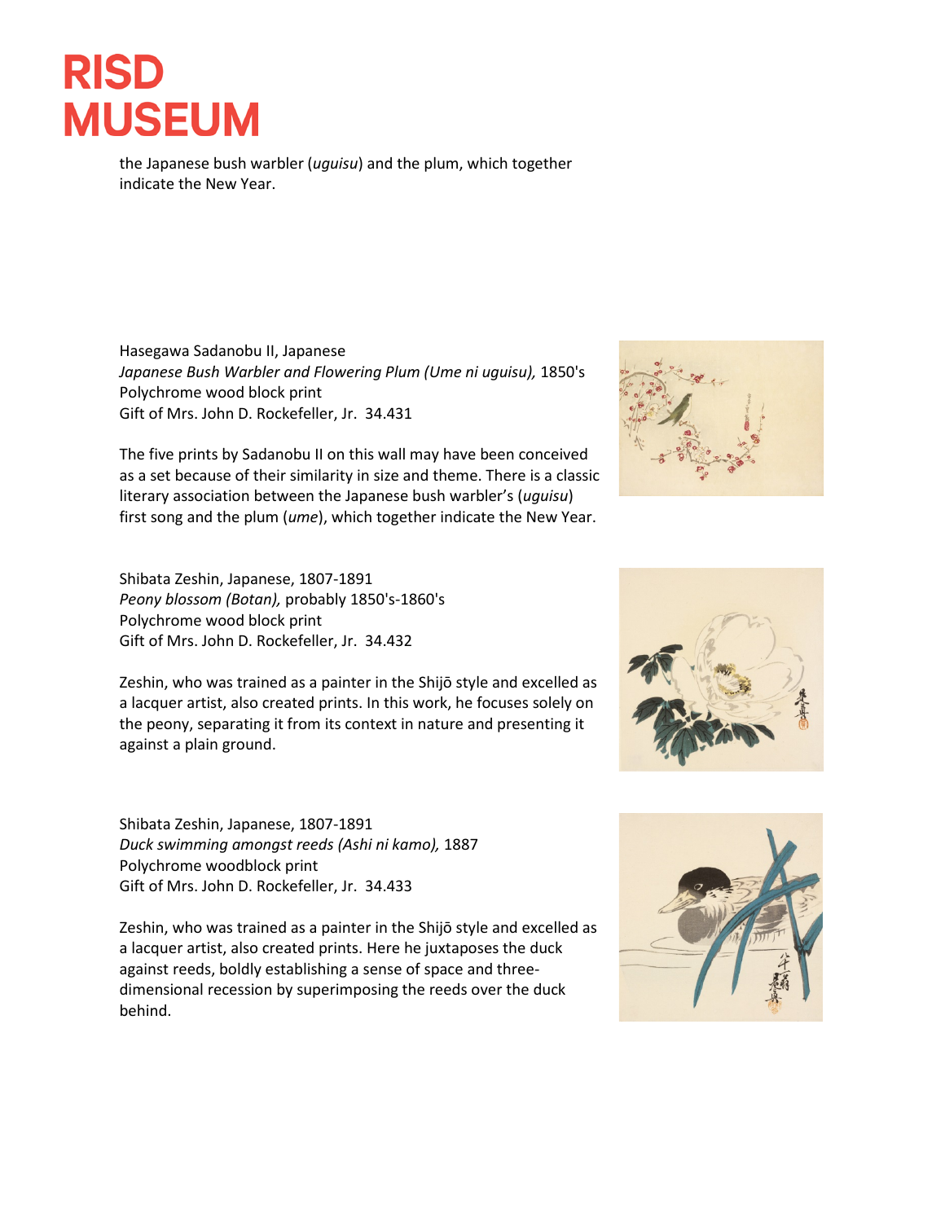the Japanese bush warbler (*uguisu*) and the plum, which together indicate the New Year.

Hasegawa Sadanobu II, Japanese
*Japanese Bush Warbler and Flowering Plum (Ume ni uguisu),* 1850's
Polychrome wood block print
Gift of Mrs. John D. Rockefeller, Jr. 34.431

The five prints by Sadanobu II on this wall may have been conceived as a set because of their similarity in size and theme. There is a classic literary association between the Japanese bush warbler's (*uguisu*) first song and the plum (*ume*), which together indicate the New Year.

Shibata Zeshin, Japanese, 1807-1891
*Peony blossom (Botan),* probably 1850's-1860's
Polychrome wood block print
Gift of Mrs. John D. Rockefeller, Jr. 34.432

Zeshin, who was trained as a painter in the Shijō style and excelled as a lacquer artist, also created prints. In this work, he focuses solely on the peony, separating it from its context in nature and presenting it against a plain ground.

Shibata Zeshin, Japanese, 1807-1891
*Duck swimming amongst reeds (Ashi ni kamo),* 1887
Polychrome woodblock print
Gift of Mrs. John D. Rockefeller, Jr. 34.433

Zeshin, who was trained as a painter in the Shijō style and excelled as a lacquer artist, also created prints. Here he juxtaposes the duck against reeds, boldly establishing a sense of space and three-dimensional recession by superimposing the reeds over the duck behind.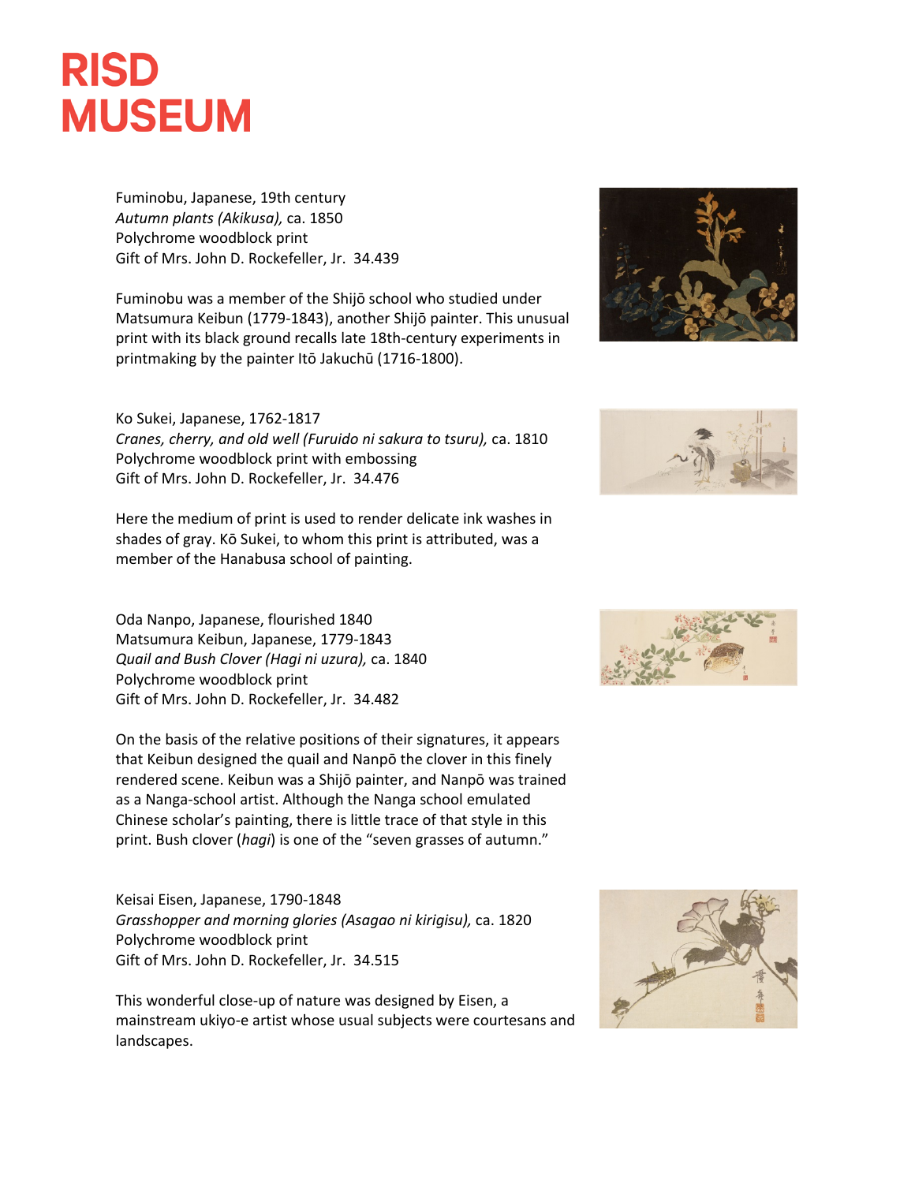# RISD MUSEUM

Fuminobu, Japanese, 19th century
*Autumn plants (Akikusa),* ca. 1850
Polychrome woodblock print
Gift of Mrs. John D. Rockefeller, Jr. 34.439

Fuminobu was a member of the Shijō school who studied under Matsumura Keibun (1779-1843), another Shijō painter. This unusual print with its black ground recalls late 18th-century experiments in printmaking by the painter Itō Jakuchū (1716-1800).

Ko Sukei, Japanese, 1762-1817
*Cranes, cherry, and old well (Furuido ni sakura to tsuru),* ca. 1810
Polychrome woodblock print with embossing
Gift of Mrs. John D. Rockefeller, Jr. 34.476

Here the medium of print is used to render delicate ink washes in shades of gray. Kō Sukei, to whom this print is attributed, was a member of the Hanabusa school of painting.

Oda Nanpo, Japanese, flourished 1840
Matsumura Keibun, Japanese, 1779-1843
*Quail and Bush Clover (Hagi ni uzura),* ca. 1840
Polychrome woodblock print
Gift of Mrs. John D. Rockefeller, Jr. 34.482

On the basis of the relative positions of their signatures, it appears that Keibun designed the quail and Nanpō the clover in this finely rendered scene. Keibun was a Shijō painter, and Nanpō was trained as a Nanga-school artist. Although the Nanga school emulated Chinese scholar's painting, there is little trace of that style in this print. Bush clover (*hagi*) is one of the "seven grasses of autumn."

Keisai Eisen, Japanese, 1790-1848
*Grasshopper and morning glories (Asagao ni kirigisu),* ca. 1820
Polychrome woodblock print
Gift of Mrs. John D. Rockefeller, Jr. 34.515

This wonderful close-up of nature was designed by Eisen, a mainstream ukiyo-e artist whose usual subjects were courtesans and landscapes.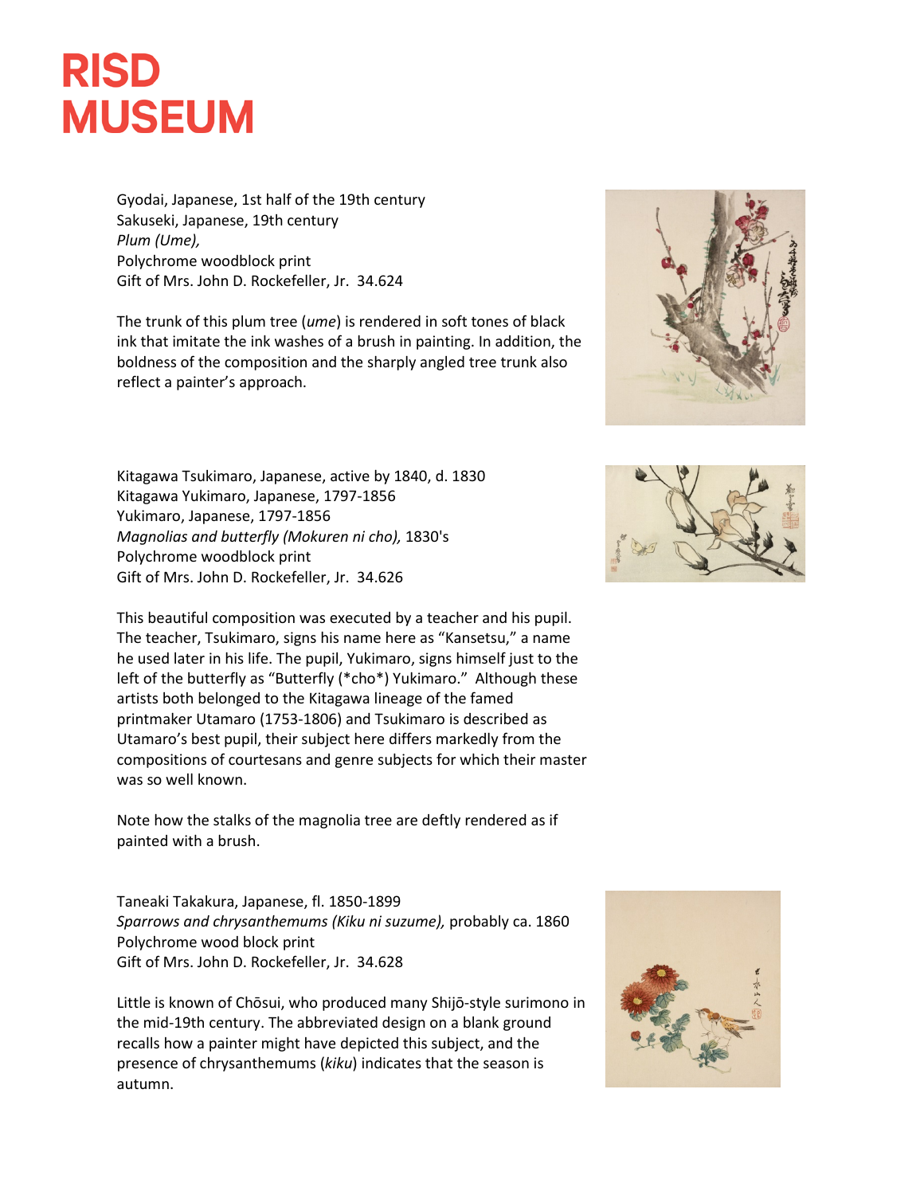# RISD MUSEUM

Gyodai, Japanese, 1st half of the 19th century
Sakuseki, Japanese, 19th century
*Plum (Ume),*
Polychrome woodblock print
Gift of Mrs. John D. Rockefeller, Jr. 34.624

The trunk of this plum tree (*ume*) is rendered in soft tones of black ink that imitate the ink washes of a brush in painting. In addition, the boldness of the composition and the sharply angled tree trunk also reflect a painter's approach.

Kitagawa Tsukimaro, Japanese, active by 1840, d. 1830
Kitagawa Yukimaro, Japanese, 1797-1856
Yukimaro, Japanese, 1797-1856
*Magnolias and butterfly (Mokuren ni cho),* 1830's
Polychrome woodblock print
Gift of Mrs. John D. Rockefeller, Jr. 34.626

This beautiful composition was executed by a teacher and his pupil. The teacher, Tsukimaro, signs his name here as "Kansetsu," a name he used later in his life. The pupil, Yukimaro, signs himself just to the left of the butterfly as "Butterfly (*cho*) Yukimaro." Although these artists both belonged to the Kitagawa lineage of the famed printmaker Utamaro (1753-1806) and Tsukimaro is described as Utamaro's best pupil, their subject here differs markedly from the compositions of courtesans and genre subjects for which their master was so well known.

Note how the stalks of the magnolia tree are deftly rendered as if painted with a brush.

Taneaki Takakura, Japanese, fl. 1850-1899
*Sparrows and chrysanthemums (Kiku ni suzume),* probably ca. 1860
Polychrome wood block print
Gift of Mrs. John D. Rockefeller, Jr. 34.628

Little is known of Chōsui, who produced many Shijō-style surimono in the mid-19th century. The abbreviated design on a blank ground recalls how a painter might have depicted this subject, and the presence of chrysanthemums (*kiku*) indicates that the season is autumn.